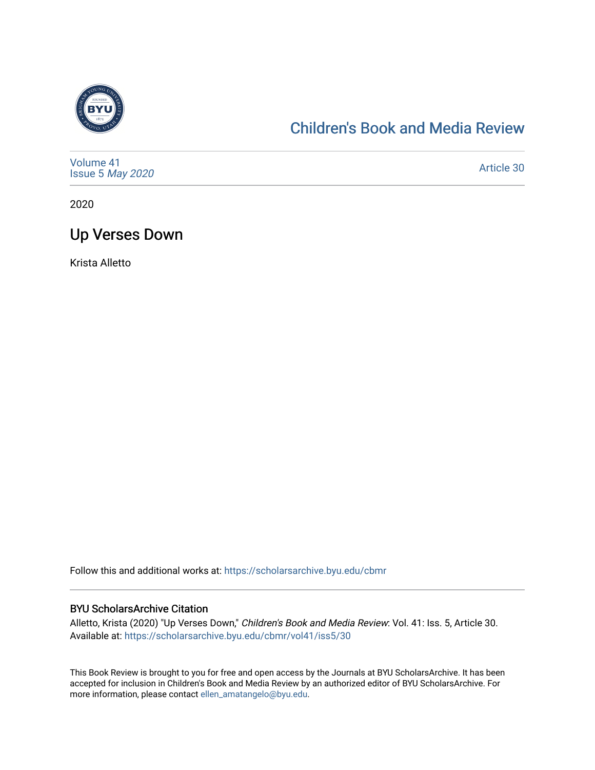Children's Book and Media Review

Volume 41
Issue 5 *May 2020*

Article 30

2020

# Up Verses Down

Krista Alletto

Follow this and additional works at: https://scholarsarchive.byu.edu/cbmr

### BYU ScholarsArchive Citation

Alletto, Krista (2020) "Up Verses Down," *Children's Book and Media Review*: Vol. 41: Iss. 5, Article 30.
Available at: https://scholarsarchive.byu.edu/cbmr/vol41/iss5/30

This Book Review is brought to you for free and open access by the Journals at BYU ScholarsArchive. It has been accepted for inclusion in Children's Book and Media Review by an authorized editor of BYU ScholarsArchive. For more information, please contact ellen_amatangelo@byu.edu.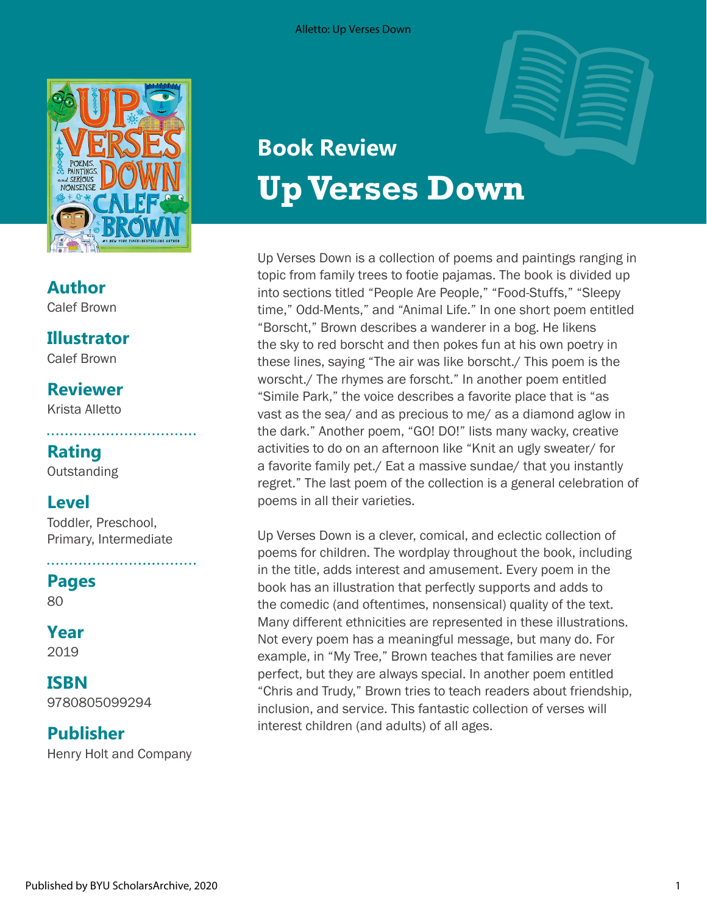## Book Review

# Up Verses Down

**Author**
Calef Brown

**Illustrator**
Calef Brown

**Reviewer**
Krista Alletto

**Rating**
Outstanding

**Level**
Toddler, Preschool, Primary, Intermediate

**Pages**
80

**Year**
2019

**ISBN**
9780805099294

**Publisher**
Henry Holt and Company

Up Verses Down is a collection of poems and paintings ranging in topic from family trees to footie pajamas. The book is divided up into sections titled "People Are People," "Food-Stuffs," "Sleepy time," Odd-Ments," and "Animal Life." In one short poem entitled "Borscht," Brown describes a wanderer in a bog. He likens the sky to red borscht and then pokes fun at his own poetry in these lines, saying "The air was like borscht./ This poem is the worscht./ The rhymes are forscht." In another poem entitled "Simile Park," the voice describes a favorite place that is "as vast as the sea/ and as precious to me/ as a diamond aglow in the dark." Another poem, "GO! DO!" lists many wacky, creative activities to do on an afternoon like "Knit an ugly sweater/ for a favorite family pet./ Eat a massive sundae/ that you instantly regret." The last poem of the collection is a general celebration of poems in all their varieties.

Up Verses Down is a clever, comical, and eclectic collection of poems for children. The wordplay throughout the book, including in the title, adds interest and amusement. Every poem in the book has an illustration that perfectly supports and adds to the comedic (and oftentimes, nonsensical) quality of the text. Many different ethnicities are represented in these illustrations. Not every poem has a meaningful message, but many do. For example, in "My Tree," Brown teaches that families are never perfect, but they are always special. In another poem entitled "Chris and Trudy," Brown tries to teach readers about friendship, inclusion, and service. This fantastic collection of verses will interest children (and adults) of all ages.